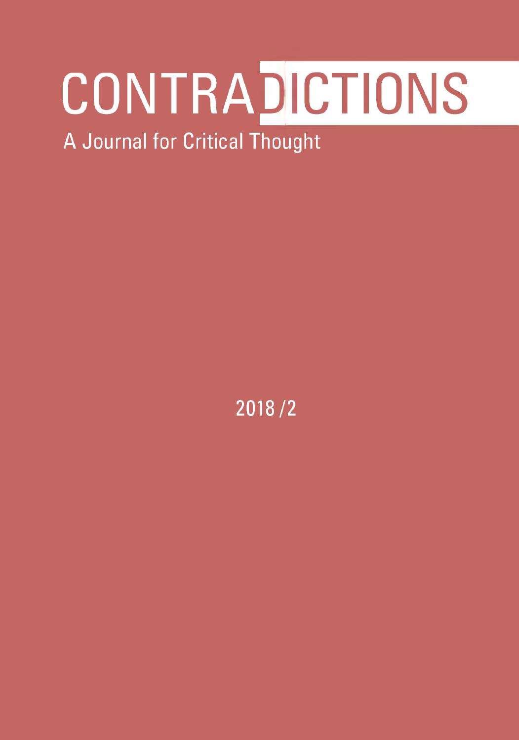# CONTRADICTIONS

## A Journal for Critical Thought

2018 /2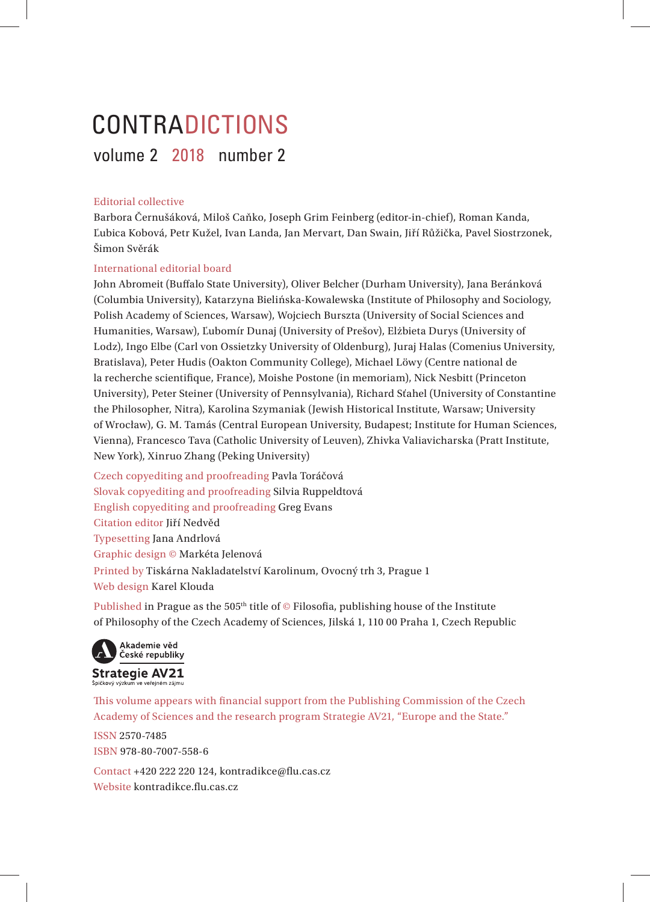# CONTRADICTIONS

volume 2 2018 number 2

Editorial collective
Barbora Černušáková, Miloš Caňko, Joseph Grim Feinberg (editor-in-chief), Roman Kanda, Ľubica Kobová, Petr Kužel, Ivan Landa, Jan Mervart, Dan Swain, Jiří Růžička, Pavel Siostrzonek, Šimon Svěrák

International editorial board
John Abromeit (Buffalo State University), Oliver Belcher (Durham University), Jana Beránková (Columbia University), Katarzyna Bielińska-Kowalewska (Institute of Philosophy and Sociology, Polish Academy of Sciences, Warsaw), Wojciech Burszta (University of Social Sciences and Humanities, Warsaw), Ľubomír Dunaj (University of Prešov), Elżbieta Durys (University of Lodz), Ingo Elbe (Carl von Ossietzky University of Oldenburg), Juraj Halas (Comenius University, Bratislava), Peter Hudis (Oakton Community College), Michael Löwy (Centre national de la recherche scientifique, France), Moishe Postone (in memoriam), Nick Nesbitt (Princeton University), Peter Steiner (University of Pennsylvania), Richard Sťahel (University of Constantine the Philosopher, Nitra), Karolina Szymaniak (Jewish Historical Institute, Warsaw; University of Wrocław), G. M. Tamás (Central European University, Budapest; Institute for Human Sciences, Vienna), Francesco Tava (Catholic University of Leuven), Zhivka Valiavicharska (Pratt Institute, New York), Xinruo Zhang (Peking University)

Czech copyediting and proofreading Pavla Toráčová
Slovak copyediting and proofreading Silvia Ruppeldtová
English copyediting and proofreading Greg Evans
Citation editor Jiří Nedvěd
Typesetting Jana Andrlová
Graphic design © Markéta Jelenová
Printed by Tiskárna Nakladatelství Karolinum, Ovocný trh 3, Prague 1
Web design Karel Klouda

Published in Prague as the 505th title of © Filosofia, publishing house of the Institute of Philosophy of the Czech Academy of Sciences, Jilská 1, 110 00 Praha 1, Czech Republic

Akademie věd České republiky
Strategie AV21
Špičkový výzkum ve veřejném zájmu

This volume appears with financial support from the Publishing Commission of the Czech Academy of Sciences and the research program Strategie AV21, "Europe and the State."

ISSN 2570-7485
ISBN 978-80-7007-558-6

Contact +420 222 220 124, kontradikce@flu.cas.cz
Website kontradikce.flu.cas.cz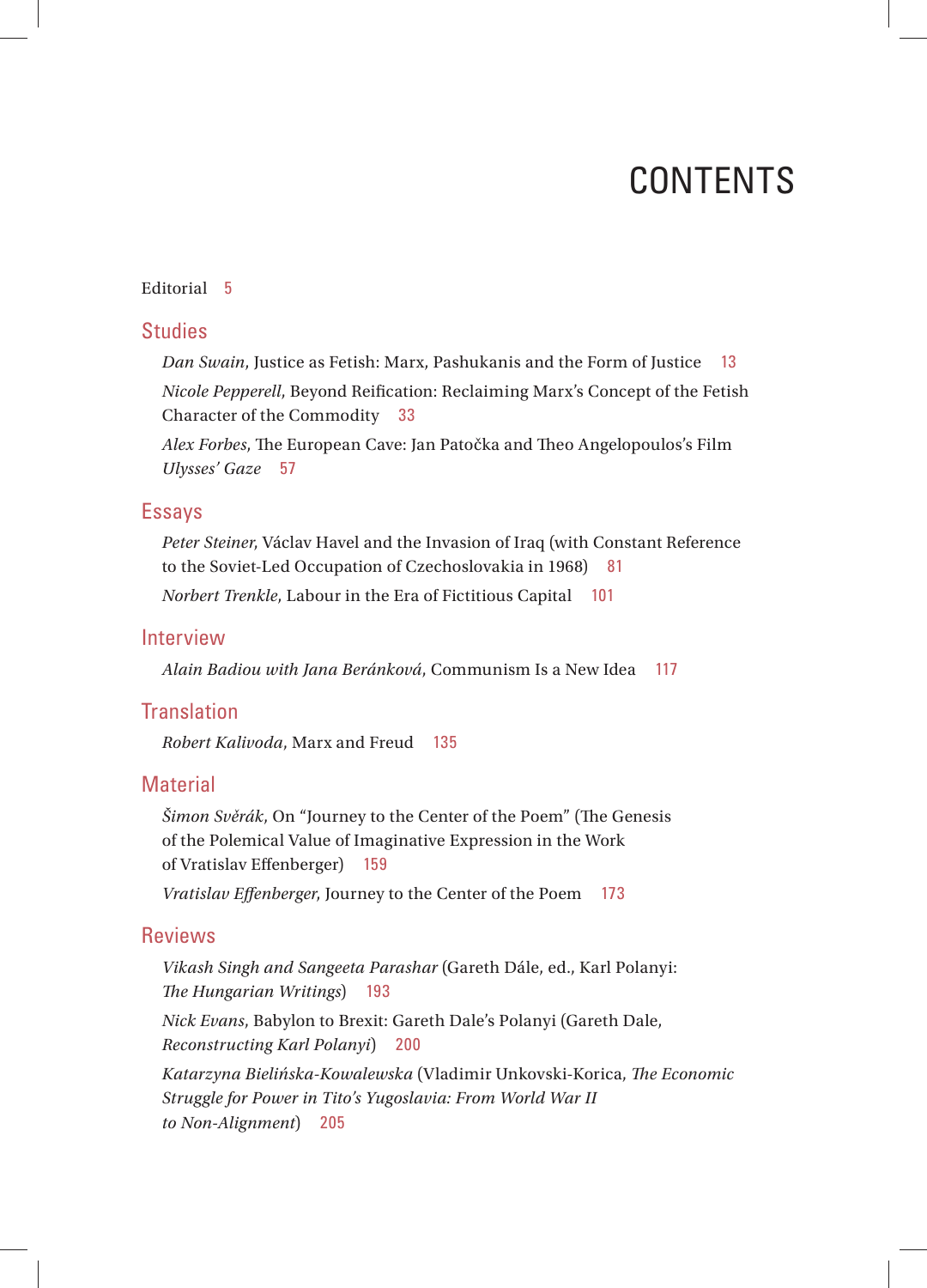# CONTENTS

Editorial 5

## Studies

*Dan Swain*, Justice as Fetish: Marx, Pashukanis and the Form of Justice 13

*Nicole Pepperell*, Beyond Reification: Reclaiming Marx's Concept of the Fetish Character of the Commodity 33

*Alex Forbes*, The European Cave: Jan Patočka and Theo Angelopoulos's Film *Ulysses' Gaze* 57

## Essays

*Peter Steiner*, Václav Havel and the Invasion of Iraq (with Constant Reference to the Soviet-Led Occupation of Czechoslovakia in 1968) 81

*Norbert Trenkle*, Labour in the Era of Fictitious Capital 101

## Interview

*Alain Badiou with Jana Beránková*, Communism Is a New Idea 117

## Translation

*Robert Kalivoda*, Marx and Freud 135

## Material

*Šimon Svěrák*, On "Journey to the Center of the Poem" (The Genesis of the Polemical Value of Imaginative Expression in the Work of Vratislav Effenberger) 159

*Vratislav Effenberger*, Journey to the Center of the Poem 173

## Reviews

*Vikash Singh and Sangeeta Parashar* (Gareth Dále, ed., Karl Polanyi: *The Hungarian Writings*) 193

*Nick Evans*, Babylon to Brexit: Gareth Dale's Polanyi (Gareth Dale, *Reconstructing Karl Polanyi*) 200

*Katarzyna Bielińska-Kowalewska* (Vladimir Unkovski-Korica, *The Economic Struggle for Power in Tito's Yugoslavia: From World War II to Non-Alignment*) 205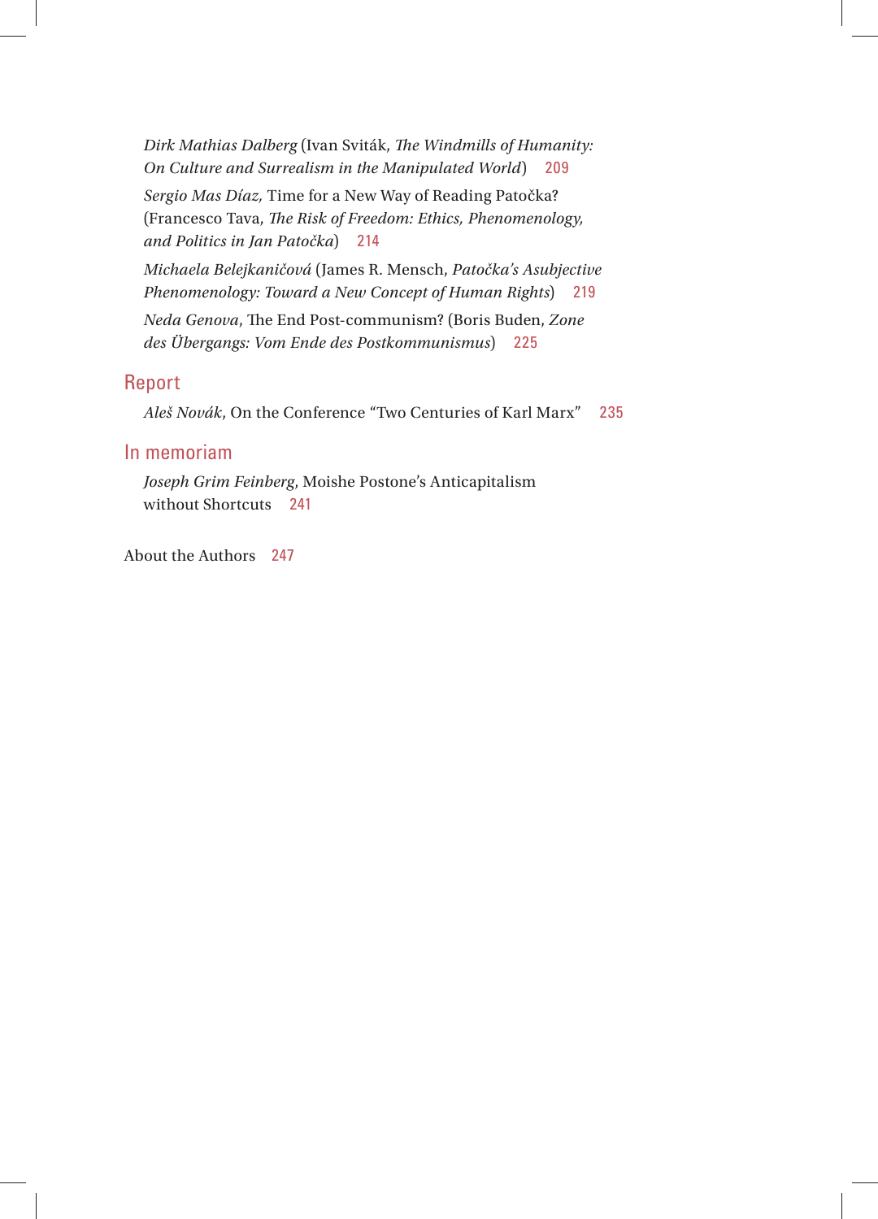*Dirk Mathias Dalberg* (Ivan Sviták, *The Windmills of Humanity: On Culture and Surrealism in the Manipulated World*) 209

*Sergio Mas Díaz,* Time for a New Way of Reading Patočka? (Francesco Tava, *The Risk of Freedom: Ethics, Phenomenology, and Politics in Jan Patočka*) 214

*Michaela Belejkaničová* (James R. Mensch, *Patočka's Asubjective Phenomenology: Toward a New Concept of Human Rights*) 219

*Neda Genova*, The End Post-communism? (Boris Buden, *Zone des Übergangs: Vom Ende des Postkommunismus*) 225

## Report

*Aleš Novák*, On the Conference "Two Centuries of Karl Marx" 235

## In memoriam

*Joseph Grim Feinberg*, Moishe Postone's Anticapitalism without Shortcuts 241

About the Authors 247